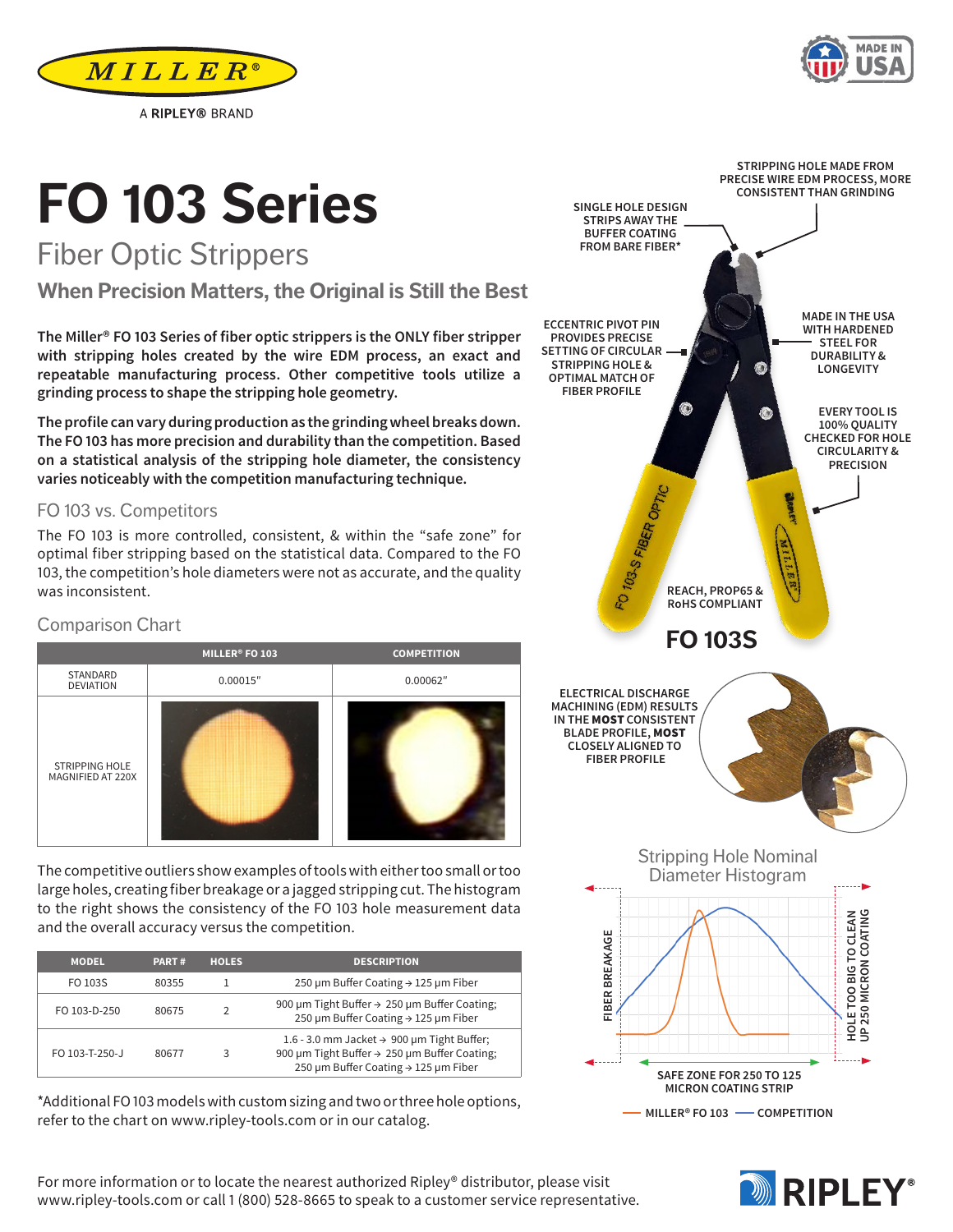MILLER®

A RIPLEY® BRAND

MADE IN USA

# FO 103 Series

## Fiber Optic Strippers

### When Precision Matters, the Original is Still the Best

**The Miller® FO 103 Series of fiber optic strippers is the ONLY fiber stripper with stripping holes created by the wire EDM process, an exact and repeatable manufacturing process. Other competitive tools utilize a grinding process to shape the stripping hole geometry.**

**The profile can vary during production as the grinding wheel breaks down. The FO 103 has more precision and durability than the competition. Based on a statistical analysis of the stripping hole diameter, the consistency varies noticeably with the competition manufacturing technique.**

### FO 103 vs. Competitors

The FO 103 is more controlled, consistent, & within the "safe zone" for optimal fiber stripping based on the statistical data. Compared to the FO 103, the competition's hole diameters were not as accurate, and the quality was inconsistent.

### Comparison Chart

| | MILLER® FO 103 | COMPETITION |
|---|---|---|
| STANDARD DEVIATION | 0.00015" | 0.00062" |
| STRIPPING HOLE MAGNIFIED AT 220X | | |

The competitive outliers show examples of tools with either too small or too large holes, creating fiber breakage or a jagged stripping cut. The histogram to the right shows the consistency of the FO 103 hole measurement data and the overall accuracy versus the competition.

| MODEL | PART # | HOLES | DESCRIPTION |
|---|---|---|---|
| FO 103S | 80355 | 1 | 250 µm Buffer Coating → 125 µm Fiber |
| FO 103-D-250 | 80675 | 2 | 900 µm Tight Buffer → 250 µm Buffer Coating; 250 µm Buffer Coating → 125 µm Fiber |
| FO 103-T-250-J | 80677 | 3 | 1.6 - 3.0 mm Jacket → 900 µm Tight Buffer; 900 µm Tight Buffer → 250 µm Buffer Coating; 250 µm Buffer Coating → 125 µm Fiber |

*Additional FO 103 models with custom sizing and two or three hole options, refer to the chart on www.ripley-tools.com or in our catalog.

SINGLE HOLE DESIGN STRIPS AWAY THE BUFFER COATING FROM BARE FIBER*

STRIPPING HOLE MADE FROM PRECISE WIRE EDM PROCESS, MORE CONSISTENT THAN GRINDING

ECCENTRIC PIVOT PIN PROVIDES PRECISE SETTING OF CIRCULAR STRIPPING HOLE & OPTIMAL MATCH OF FIBER PROFILE

MADE IN THE USA WITH HARDENED STEEL FOR DURABILITY & LONGEVITY

EVERY TOOL IS 100% QUALITY CHECKED FOR HOLE CIRCULARITY & PRECISION

REACH, PROP65 & RoHS COMPLIANT

**FO 103S**

ELECTRICAL DISCHARGE MACHINING (EDM) RESULTS IN THE **MOST** CONSISTENT BLADE PROFILE, **MOST** CLOSELY ALIGNED TO FIBER PROFILE

### Stripping Hole Nominal Diameter Histogram

FIBER BREAKAGE — HOLE TOO BIG TO CLEAN UP 250 MICRON COATING

SAFE ZONE FOR 250 TO 125 MICRON COATING STRIP

MILLER® FO 103 — COMPETITION

For more information or to locate the nearest authorized Ripley® distributor, please visit www.ripley-tools.com or call 1 (800) 528-8665 to speak to a customer service representative.

RIPLEY®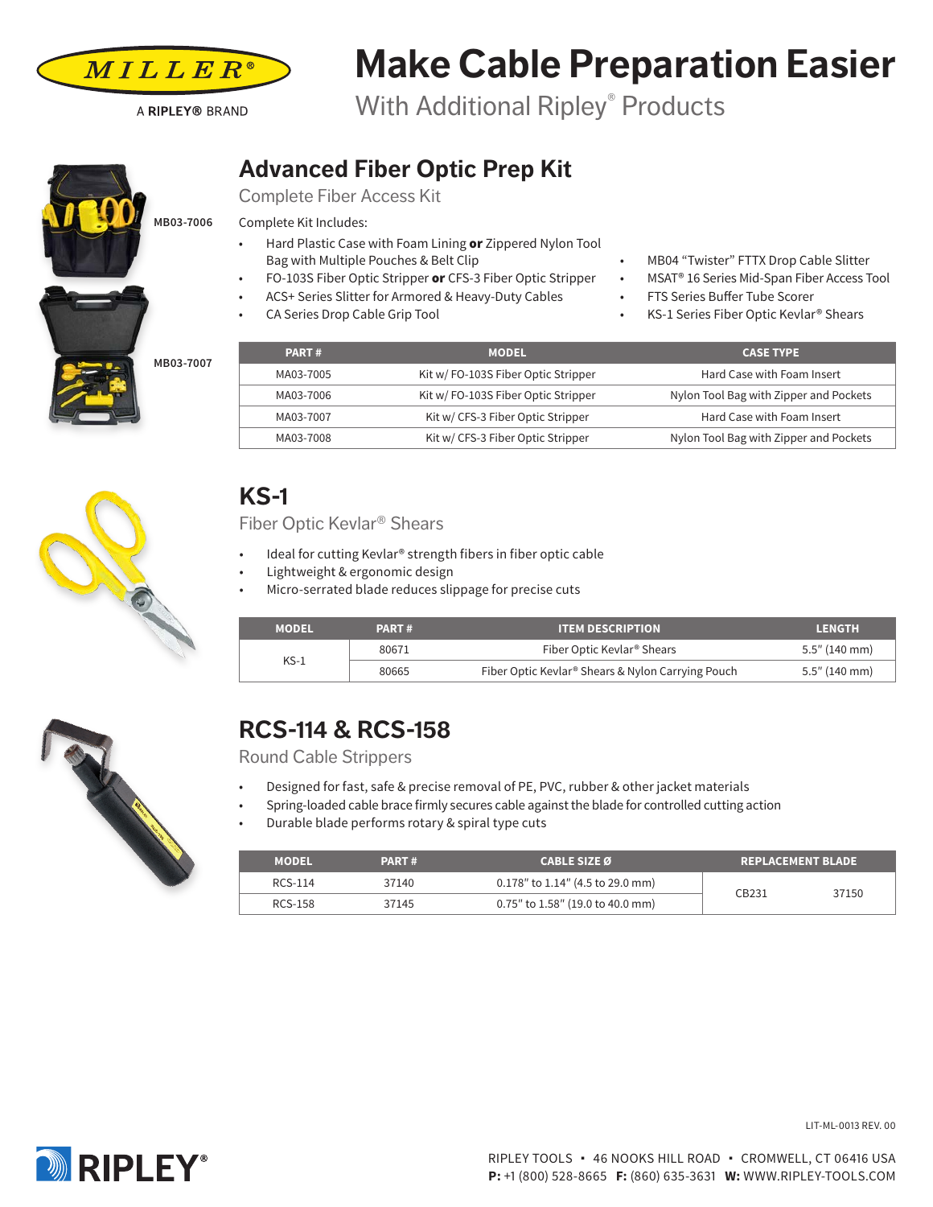MILLER®

A RIPLEY® BRAND

# Make Cable Preparation Easier

With Additional Ripley® Products

MB03-7006

MB03-7007

## Advanced Fiber Optic Prep Kit

Complete Fiber Access Kit

Complete Kit Includes:

- Hard Plastic Case with Foam Lining **or** Zippered Nylon Tool Bag with Multiple Pouches & Belt Clip
- FO-103S Fiber Optic Stripper **or** CFS-3 Fiber Optic Stripper
- ACS+ Series Slitter for Armored & Heavy-Duty Cables
- CA Series Drop Cable Grip Tool
- MB04 “Twister” FTTX Drop Cable Slitter
- MSAT® 16 Series Mid-Span Fiber Access Tool
- FTS Series Buffer Tube Scorer
- KS-1 Series Fiber Optic Kevlar® Shears

| PART # | MODEL | CASE TYPE |
|---|---|---|
| MA03-7005 | Kit w/ FO-103S Fiber Optic Stripper | Hard Case with Foam Insert |
| MA03-7006 | Kit w/ FO-103S Fiber Optic Stripper | Nylon Tool Bag with Zipper and Pockets |
| MA03-7007 | Kit w/ CFS-3 Fiber Optic Stripper | Hard Case with Foam Insert |
| MA03-7008 | Kit w/ CFS-3 Fiber Optic Stripper | Nylon Tool Bag with Zipper and Pockets |

## KS-1

Fiber Optic Kevlar® Shears

- Ideal for cutting Kevlar® strength fibers in fiber optic cable
- Lightweight & ergonomic design
- Micro-serrated blade reduces slippage for precise cuts

| MODEL | PART # | ITEM DESCRIPTION | LENGTH |
|---|---|---|---|
| KS-1 | 80671 | Fiber Optic Kevlar® Shears | 5.5" (140 mm) |
| | 80665 | Fiber Optic Kevlar® Shears & Nylon Carrying Pouch | 5.5" (140 mm) |

## RCS-114 & RCS-158

Round Cable Strippers

- Designed for fast, safe & precise removal of PE, PVC, rubber & other jacket materials
- Spring-loaded cable brace firmly secures cable against the blade for controlled cutting action
- Durable blade performs rotary & spiral type cuts

| MODEL | PART # | CABLE SIZE Ø | REPLACEMENT BLADE | |
|---|---|---|---|---|
| RCS-114 | 37140 | 0.178" to 1.14" (4.5 to 29.0 mm) | CB231 | 37150 |
| RCS-158 | 37145 | 0.75" to 1.58" (19.0 to 40.0 mm) | | |

LIT-ML-0013 REV. 00

RIPLEY®

RIPLEY TOOLS • 46 NOOKS HILL ROAD • CROMWELL, CT 06416 USA
**P:** +1 (800) 528-8665 **F:** (860) 635-3631 **W:** WWW.RIPLEY-TOOLS.COM